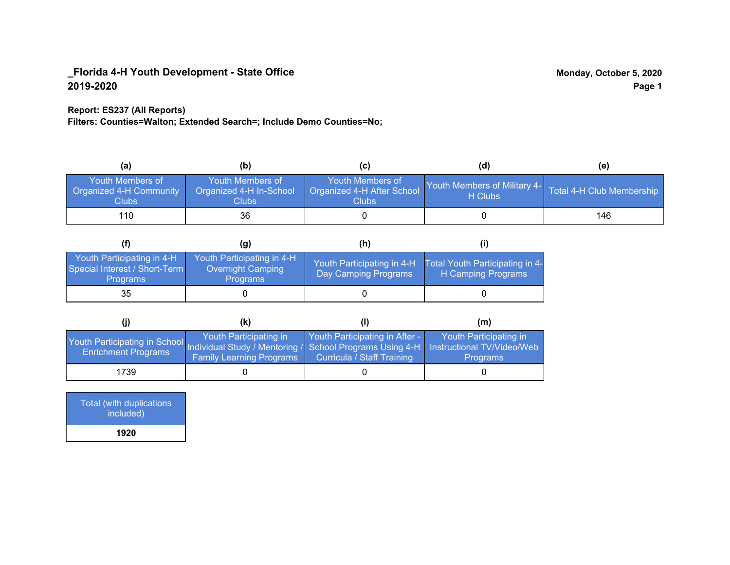**_Florida 4-H Youth Development - State Office**
**2019-2020**

**Monday, October 5, 2020**

**Report: ES237 (All Reports)**
**Filters: Counties=Walton; Extended Search=; Include Demo Counties=No;**

| (a) | (b) | (c) | (d) | (e) |
|---|---|---|---|---|
| Youth Members of Organized 4-H Community Clubs | Youth Members of Organized 4-H In-School Clubs | Youth Members of Organized 4-H After School Clubs | Youth Members of Military 4-H Clubs | Total 4-H Club Membership |
| 110 | 36 | 0 | 0 | 146 |

| (f) | (g) | (h) | (i) |
|---|---|---|---|
| Youth Participating in 4-H Special Interest / Short-Term Programs | Youth Participating in 4-H Overnight Camping Programs | Youth Participating in 4-H Day Camping Programs | Total Youth Participating in 4-H Camping Programs |
| 35 | 0 | 0 | 0 |

| (j) | (k) | (l) | (m) |
|---|---|---|---|
| Youth Participating in School Enrichment Programs | Youth Participating in Individual Study / Mentoring / Family Learning Programs | Youth Participating in After - School Programs Using 4-H Curricula / Staff Training | Youth Participating in Instructional TV/Video/Web Programs |
| 1739 | 0 | 0 | 0 |

| Total (with duplications included) |
|---|
| **1920** |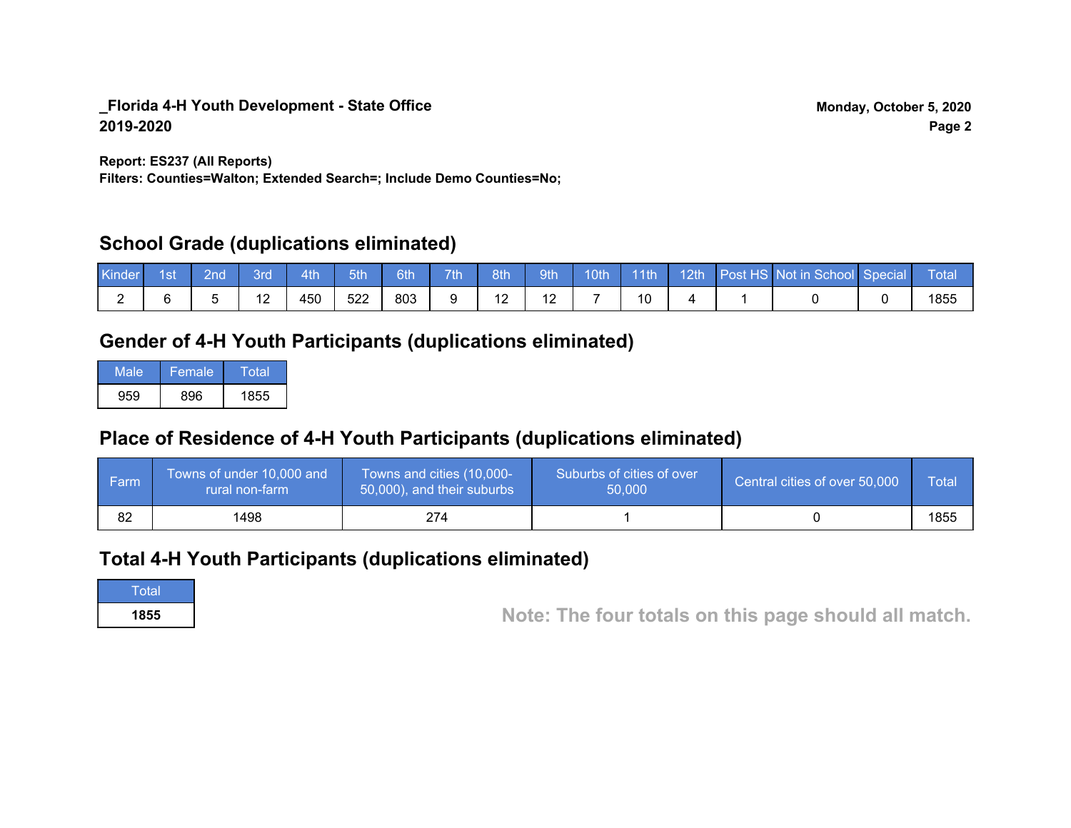**_Florida 4-H Youth Development - State Office**
**2019-2020**

**Monday, October 5, 2020**

**Report: ES237 (All Reports)**
**Filters: Counties=Walton; Extended Search=; Include Demo Counties=No;**

## School Grade (duplications eliminated)

| Kinder | 1st | 2nd | 3rd | 4th | 5th | 6th | 7th | 8th | 9th | 10th | 11th | 12th | Post HS | Not in School | Special | Total |
|---|---|---|---|---|---|---|---|---|---|---|---|---|---|---|---|---|
| 2 | 6 | 5 | 12 | 450 | 522 | 803 | 9 | 12 | 12 | 7 | 10 | 4 | 1 | 0 | 0 | 1855 |

## Gender of 4-H Youth Participants (duplications eliminated)

| Male | Female | Total |
|---|---|---|
| 959 | 896 | 1855 |

## Place of Residence of 4-H Youth Participants (duplications eliminated)

| Farm | Towns of under 10,000 and rural non-farm | Towns and cities (10,000-50,000), and their suburbs | Suburbs of cities of over 50,000 | Central cities of over 50,000 | Total |
|---|---|---|---|---|---|
| 82 | 1498 | 274 | 1 | 0 | 1855 |

## Total 4-H Youth Participants (duplications eliminated)

| Total |
|---|
| **1855** |

**Note: The four totals on this page should all match.**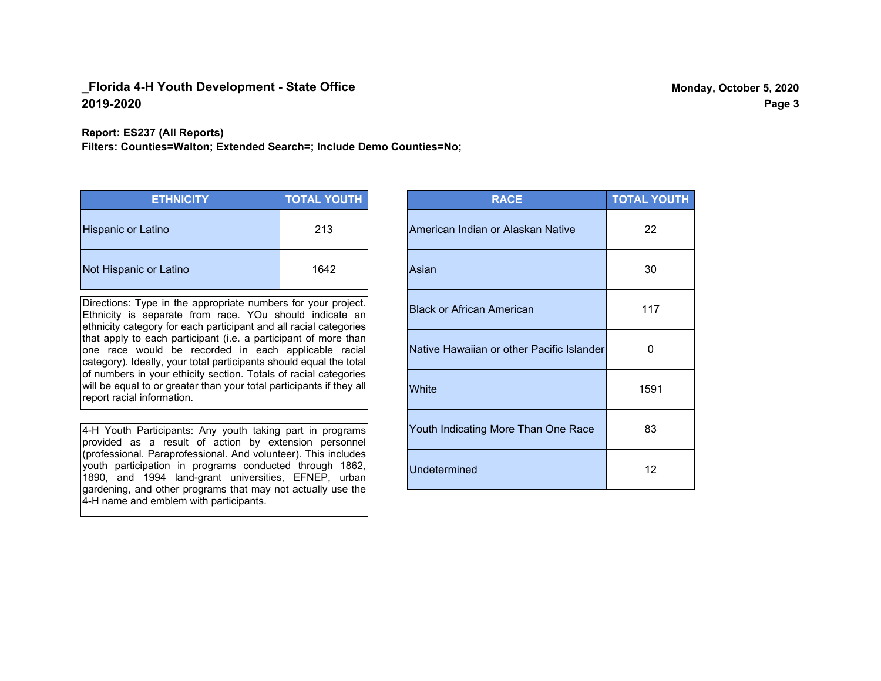**_Florida 4-H Youth Development - State Office**
**2019-2020**

**Monday, October 5, 2020**

**Report: ES237 (All Reports)**
**Filters: Counties=Walton; Extended Search=; Include Demo Counties=No;**

| ETHNICITY | TOTAL YOUTH |
|---|---|
| Hispanic or Latino | 213 |
| Not Hispanic or Latino | 1642 |

Directions: Type in the appropriate numbers for your project. Ethnicity is separate from race. YOu should indicate an ethnicity category for each participant and all racial categories that apply to each participant (i.e. a participant of more than one race would be recorded in each applicable racial category). Ideally, your total participants should equal the total of numbers in your ethicity section. Totals of racial categories will be equal to or greater than your total participants if they all report racial information.

4-H Youth Participants: Any youth taking part in programs provided as a result of action by extension personnel (professional. Paraprofessional. And volunteer). This includes youth participation in programs conducted through 1862, 1890, and 1994 land-grant universities, EFNEP, urban gardening, and other programs that may not actually use the 4-H name and emblem with participants.

| RACE | TOTAL YOUTH |
|---|---|
| American Indian or Alaskan Native | 22 |
| Asian | 30 |
| Black or African American | 117 |
| Native Hawaiian or other Pacific Islander | 0 |
| White | 1591 |
| Youth Indicating More Than One Race | 83 |
| Undetermined | 12 |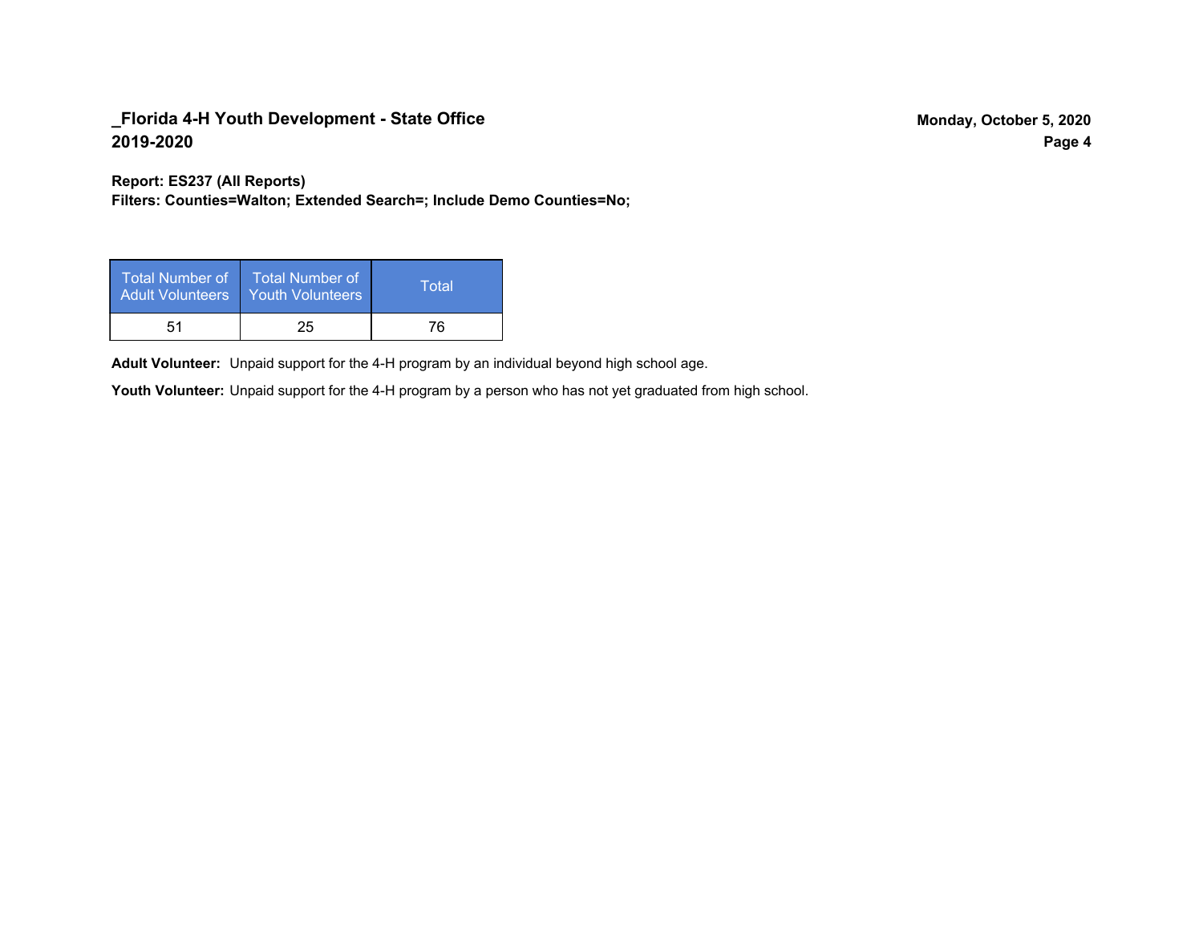## _Florida 4-H Youth Development - State Office
## 2019-2020

**Monday, October 5, 2020**

**Report: ES237 (All Reports)**
**Filters: Counties=Walton; Extended Search=; Include Demo Counties=No;**

| Total Number of Adult Volunteers | Total Number of Youth Volunteers | Total |
|---|---|---|
| 51 | 25 | 76 |

**Adult Volunteer:** Unpaid support for the 4-H program by an individual beyond high school age.

**Youth Volunteer:** Unpaid support for the 4-H program by a person who has not yet graduated from high school.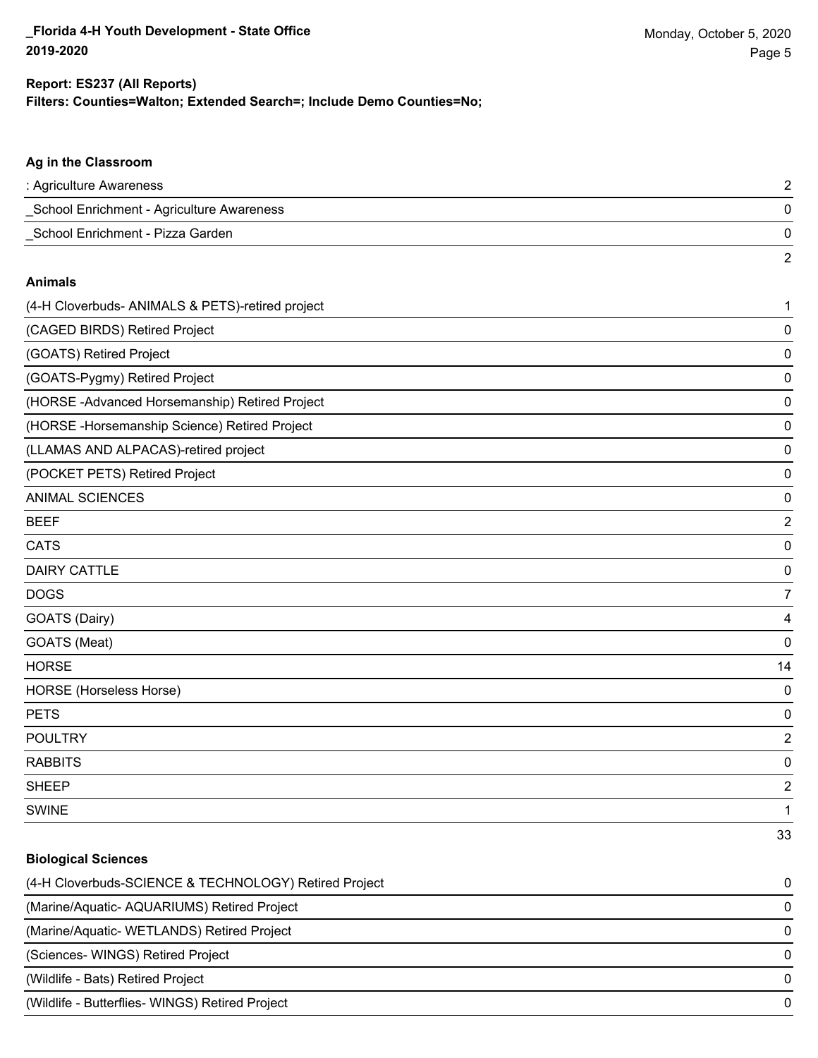**Report: ES237 (All Reports)**
**Filters: Counties=Walton; Extended Search=; Include Demo Counties=No;**

### Ag in the Classroom

| Project | Count |
|---|---|
| : Agriculture Awareness | 2 |
| _School Enrichment - Agriculture Awareness | 0 |
| _School Enrichment - Pizza Garden | 0 |
| | 2 |

### Animals

| Project | Count |
|---|---|
| (4-H Cloverbuds- ANIMALS & PETS)-retired project | 1 |
| (CAGED BIRDS) Retired Project | 0 |
| (GOATS) Retired Project | 0 |
| (GOATS-Pygmy) Retired Project | 0 |
| (HORSE -Advanced Horsemanship) Retired Project | 0 |
| (HORSE -Horsemanship Science) Retired Project | 0 |
| (LLAMAS AND ALPACAS)-retired project | 0 |
| (POCKET PETS) Retired Project | 0 |
| ANIMAL SCIENCES | 0 |
| BEEF | 2 |
| CATS | 0 |
| DAIRY CATTLE | 0 |
| DOGS | 7 |
| GOATS (Dairy) | 4 |
| GOATS (Meat) | 0 |
| HORSE | 14 |
| HORSE (Horseless Horse) | 0 |
| PETS | 0 |
| POULTRY | 2 |
| RABBITS | 0 |
| SHEEP | 2 |
| SWINE | 1 |
| | 33 |

### Biological Sciences

| Project | Count |
|---|---|
| (4-H Cloverbuds-SCIENCE & TECHNOLOGY) Retired Project | 0 |
| (Marine/Aquatic- AQUARIUMS) Retired Project | 0 |
| (Marine/Aquatic- WETLANDS) Retired Project | 0 |
| (Sciences- WINGS) Retired Project | 0 |
| (Wildlife - Bats) Retired Project | 0 |
| (Wildlife - Butterflies- WINGS) Retired Project | 0 |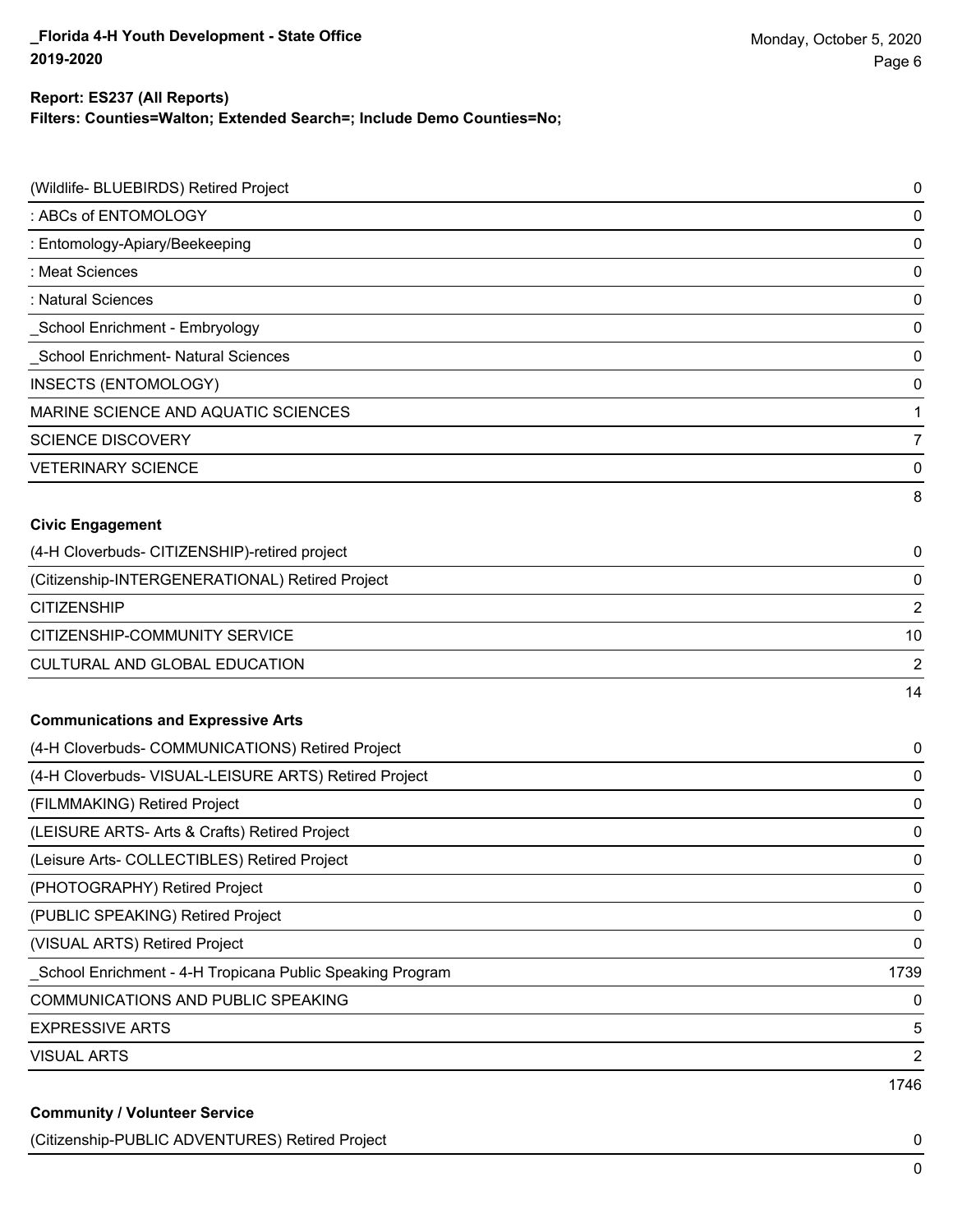**Report: ES237 (All Reports)**
**Filters: Counties=Walton; Extended Search=; Include Demo Counties=No;**

| | |
|---|---|
| (Wildlife- BLUEBIRDS) Retired Project | 0 |
| : ABCs of ENTOMOLOGY | 0 |
| : Entomology-Apiary/Beekeeping | 0 |
| : Meat Sciences | 0 |
| : Natural Sciences | 0 |
| _School Enrichment - Embryology | 0 |
| _School Enrichment- Natural Sciences | 0 |
| INSECTS (ENTOMOLOGY) | 0 |
| MARINE SCIENCE AND AQUATIC SCIENCES | 1 |
| SCIENCE DISCOVERY | 7 |
| VETERINARY SCIENCE | 0 |
| | 8 |

**Civic Engagement**

| | |
|---|---|
| (4-H Cloverbuds- CITIZENSHIP)-retired project | 0 |
| (Citizenship-INTERGENERATIONAL) Retired Project | 0 |
| CITIZENSHIP | 2 |
| CITIZENSHIP-COMMUNITY SERVICE | 10 |
| CULTURAL AND GLOBAL EDUCATION | 2 |
| | 14 |

**Communications and Expressive Arts**

| | |
|---|---|
| (4-H Cloverbuds- COMMUNICATIONS) Retired Project | 0 |
| (4-H Cloverbuds- VISUAL-LEISURE ARTS) Retired Project | 0 |
| (FILMMAKING) Retired Project | 0 |
| (LEISURE ARTS- Arts & Crafts) Retired Project | 0 |
| (Leisure Arts- COLLECTIBLES) Retired Project | 0 |
| (PHOTOGRAPHY) Retired Project | 0 |
| (PUBLIC SPEAKING) Retired Project | 0 |
| (VISUAL ARTS) Retired Project | 0 |
| _School Enrichment - 4-H Tropicana Public Speaking Program | 1739 |
| COMMUNICATIONS AND PUBLIC SPEAKING | 0 |
| EXPRESSIVE ARTS | 5 |
| VISUAL ARTS | 2 |
| | 1746 |

**Community / Volunteer Service**

| | |
|---|---|
| (Citizenship-PUBLIC ADVENTURES) Retired Project | 0 |
| | 0 |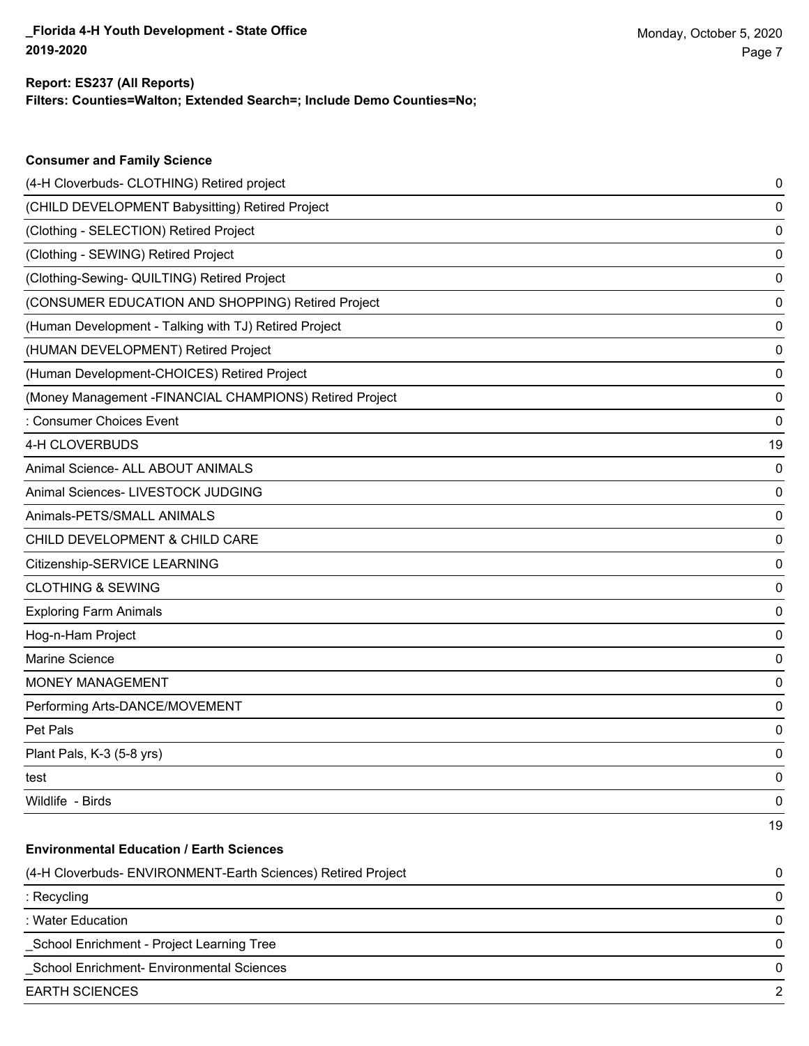**Report: ES237 (All Reports)**
**Filters: Counties=Walton; Extended Search=; Include Demo Counties=No;**

### Consumer and Family Science

| | |
|---|---|
| (4-H Cloverbuds- CLOTHING) Retired project | 0 |
| (CHILD DEVELOPMENT Babysitting) Retired Project | 0 |
| (Clothing - SELECTION) Retired Project | 0 |
| (Clothing - SEWING) Retired Project | 0 |
| (Clothing-Sewing- QUILTING) Retired Project | 0 |
| (CONSUMER EDUCATION AND SHOPPING) Retired Project | 0 |
| (Human Development - Talking with TJ) Retired Project | 0 |
| (HUMAN DEVELOPMENT) Retired Project | 0 |
| (Human Development-CHOICES) Retired Project | 0 |
| (Money Management -FINANCIAL CHAMPIONS) Retired Project | 0 |
| : Consumer Choices Event | 0 |
| 4-H CLOVERBUDS | 19 |
| Animal Science- ALL ABOUT ANIMALS | 0 |
| Animal Sciences- LIVESTOCK JUDGING | 0 |
| Animals-PETS/SMALL ANIMALS | 0 |
| CHILD DEVELOPMENT & CHILD CARE | 0 |
| Citizenship-SERVICE LEARNING | 0 |
| CLOTHING & SEWING | 0 |
| Exploring Farm Animals | 0 |
| Hog-n-Ham Project | 0 |
| Marine Science | 0 |
| MONEY MANAGEMENT | 0 |
| Performing Arts-DANCE/MOVEMENT | 0 |
| Pet Pals | 0 |
| Plant Pals, K-3 (5-8 yrs) | 0 |
| test | 0 |
| Wildlife - Birds | 0 |
| | 19 |

### Environmental Education / Earth Sciences

| | |
|---|---|
| (4-H Cloverbuds- ENVIRONMENT-Earth Sciences) Retired Project | 0 |
| : Recycling | 0 |
| : Water Education | 0 |
| _School Enrichment - Project Learning Tree | 0 |
| _School Enrichment- Environmental Sciences | 0 |
| EARTH SCIENCES | 2 |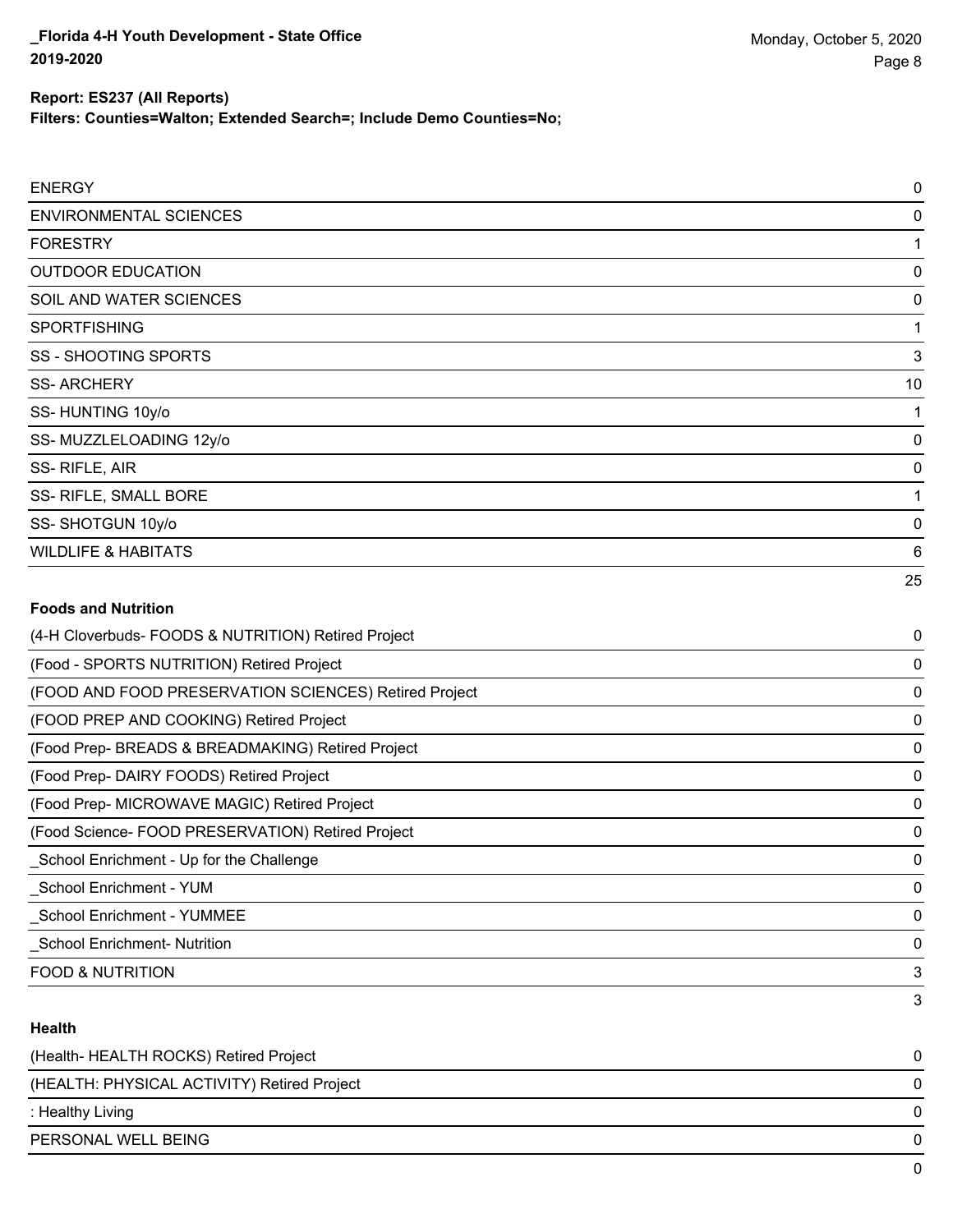**Report: ES237 (All Reports)**
**Filters: Counties=Walton; Extended Search=; Include Demo Counties=No;**

| | |
|---|---|
| ENERGY | 0 |
| ENVIRONMENTAL SCIENCES | 0 |
| FORESTRY | 1 |
| OUTDOOR EDUCATION | 0 |
| SOIL AND WATER SCIENCES | 0 |
| SPORTFISHING | 1 |
| SS - SHOOTING SPORTS | 3 |
| SS- ARCHERY | 10 |
| SS- HUNTING 10y/o | 1 |
| SS- MUZZLELOADING 12y/o | 0 |
| SS- RIFLE, AIR | 0 |
| SS- RIFLE, SMALL BORE | 1 |
| SS- SHOTGUN 10y/o | 0 |
| WILDLIFE & HABITATS | 6 |
| | 25 |

**Foods and Nutrition**

| | |
|---|---|
| (4-H Cloverbuds- FOODS & NUTRITION) Retired Project | 0 |
| (Food - SPORTS NUTRITION) Retired Project | 0 |
| (FOOD AND FOOD PRESERVATION SCIENCES) Retired Project | 0 |
| (FOOD PREP AND COOKING) Retired Project | 0 |
| (Food Prep- BREADS & BREADMAKING) Retired Project | 0 |
| (Food Prep- DAIRY FOODS) Retired Project | 0 |
| (Food Prep- MICROWAVE MAGIC) Retired Project | 0 |
| (Food Science- FOOD PRESERVATION) Retired Project | 0 |
| _School Enrichment - Up for the Challenge | 0 |
| _School Enrichment - YUM | 0 |
| _School Enrichment - YUMMEE | 0 |
| _School Enrichment- Nutrition | 0 |
| FOOD & NUTRITION | 3 |
| | 3 |

**Health**

| | |
|---|---|
| (Health- HEALTH ROCKS) Retired Project | 0 |
| (HEALTH: PHYSICAL ACTIVITY) Retired Project | 0 |
| : Healthy Living | 0 |
| PERSONAL WELL BEING | 0 |
| | 0 |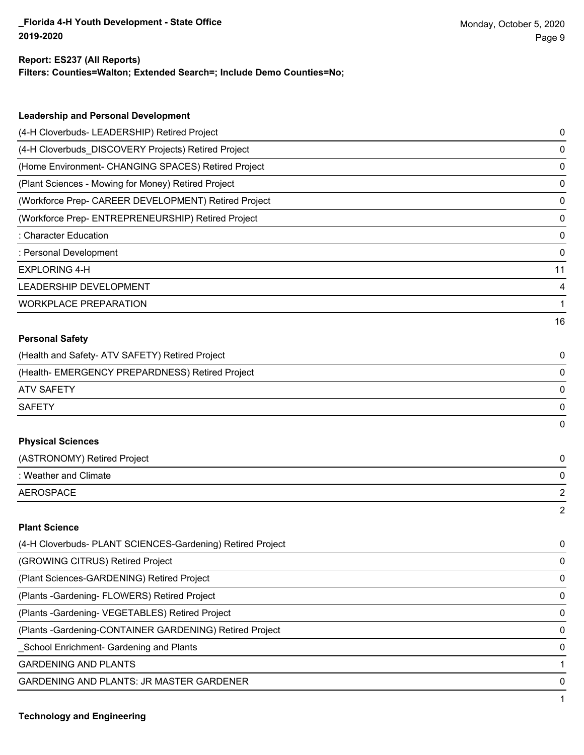**Report: ES237 (All Reports)**
**Filters: Counties=Walton; Extended Search=; Include Demo Counties=No;**

### Leadership and Personal Development

| Project | Count |
|---|---|
| (4-H Cloverbuds- LEADERSHIP) Retired Project | 0 |
| (4-H Cloverbuds_DISCOVERY Projects) Retired Project | 0 |
| (Home Environment- CHANGING SPACES) Retired Project | 0 |
| (Plant Sciences - Mowing for Money) Retired Project | 0 |
| (Workforce Prep- CAREER DEVELOPMENT) Retired Project | 0 |
| (Workforce Prep- ENTREPRENEURSHIP) Retired Project | 0 |
| : Character Education | 0 |
| : Personal Development | 0 |
| EXPLORING 4-H | 11 |
| LEADERSHIP DEVELOPMENT | 4 |
| WORKPLACE PREPARATION | 1 |
| | 16 |

### Personal Safety

| Project | Count |
|---|---|
| (Health and Safety- ATV SAFETY) Retired Project | 0 |
| (Health- EMERGENCY PREPARDNESS) Retired Project | 0 |
| ATV SAFETY | 0 |
| SAFETY | 0 |
| | 0 |

### Physical Sciences

| Project | Count |
|---|---|
| (ASTRONOMY) Retired Project | 0 |
| : Weather and Climate | 0 |
| AEROSPACE | 2 |
| | 2 |

### Plant Science

| Project | Count |
|---|---|
| (4-H Cloverbuds- PLANT SCIENCES-Gardening) Retired Project | 0 |
| (GROWING CITRUS) Retired Project | 0 |
| (Plant Sciences-GARDENING) Retired Project | 0 |
| (Plants -Gardening- FLOWERS) Retired Project | 0 |
| (Plants -Gardening- VEGETABLES) Retired Project | 0 |
| (Plants -Gardening-CONTAINER GARDENING) Retired Project | 0 |
| _School Enrichment- Gardening and Plants | 0 |
| GARDENING AND PLANTS | 1 |
| GARDENING AND PLANTS: JR MASTER GARDENER | 0 |
| | 1 |

### Technology and Engineering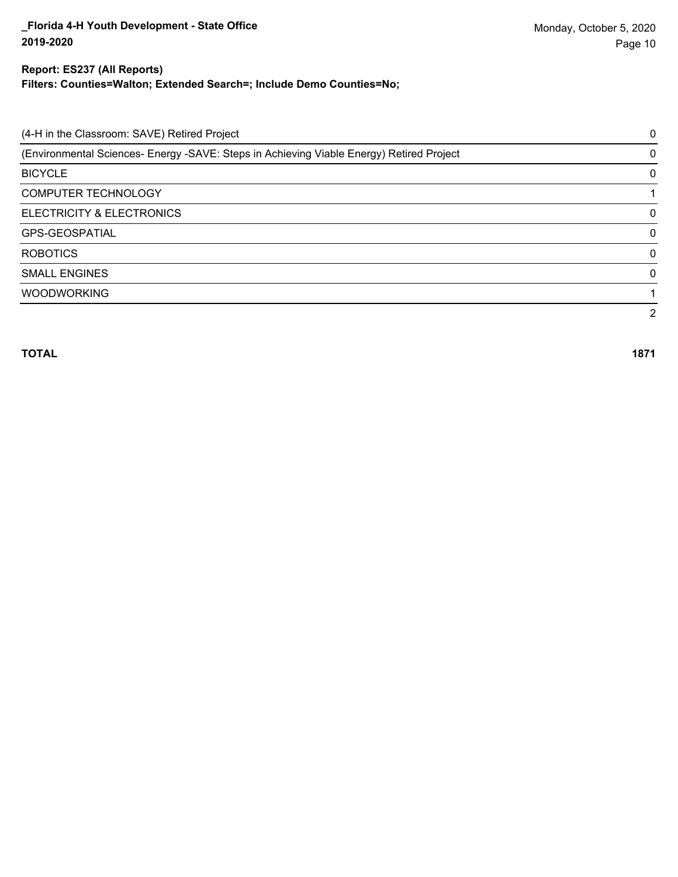**Report: ES237 (All Reports)**
**Filters: Counties=Walton; Extended Search=; Include Demo Counties=No;**

| | |
|---|---|
| (4-H in the Classroom: SAVE) Retired Project | 0 |
| (Environmental Sciences- Energy -SAVE: Steps in Achieving Viable Energy) Retired Project | 0 |
| BICYCLE | 0 |
| COMPUTER TECHNOLOGY | 1 |
| ELECTRICITY & ELECTRONICS | 0 |
| GPS-GEOSPATIAL | 0 |
| ROBOTICS | 0 |
| SMALL ENGINES | 0 |
| WOODWORKING | 1 |
| | 2 |

| | |
|---|---|
| **TOTAL** | **1871** |